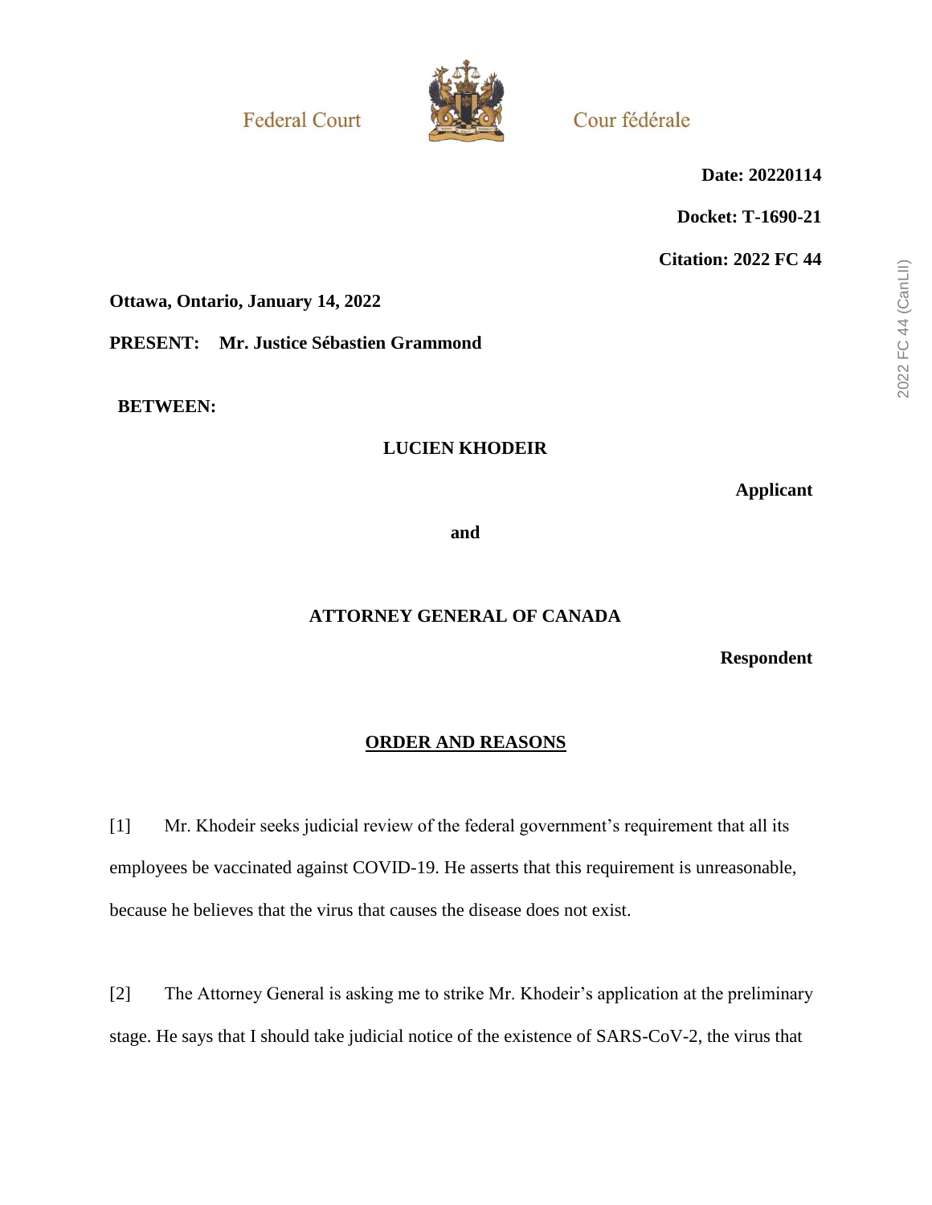Federal Court | Cour fédérale

**Date: 20220114**

**Docket: T-1690-21**

**Citation: 2022 FC 44**

**Ottawa, Ontario, January 14, 2022**

**PRESENT: Mr. Justice Sébastien Grammond**

**BETWEEN:**

**LUCIEN KHODEIR**

**Applicant**

**and**

**ATTORNEY GENERAL OF CANADA**

**Respondent**

**ORDER AND REASONS**

[1] Mr. Khodeir seeks judicial review of the federal government's requirement that all its employees be vaccinated against COVID-19. He asserts that this requirement is unreasonable, because he believes that the virus that causes the disease does not exist.

[2] The Attorney General is asking me to strike Mr. Khodeir's application at the preliminary stage. He says that I should take judicial notice of the existence of SARS-CoV-2, the virus that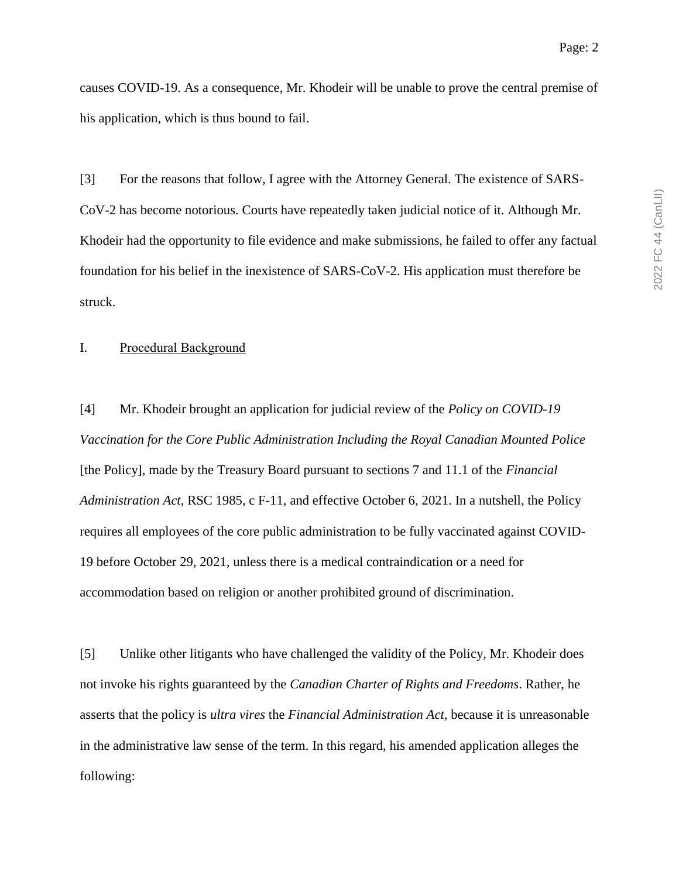causes COVID-19. As a consequence, Mr. Khodeir will be unable to prove the central premise of his application, which is thus bound to fail.

[3] For the reasons that follow, I agree with the Attorney General. The existence of SARS-CoV-2 has become notorious. Courts have repeatedly taken judicial notice of it. Although Mr. Khodeir had the opportunity to file evidence and make submissions, he failed to offer any factual foundation for his belief in the inexistence of SARS-CoV-2. His application must therefore be struck.

## I. Procedural Background

[4] Mr. Khodeir brought an application for judicial review of the *Policy on COVID-19 Vaccination for the Core Public Administration Including the Royal Canadian Mounted Police* [the Policy], made by the Treasury Board pursuant to sections 7 and 11.1 of the *Financial Administration Act*, RSC 1985, c F-11, and effective October 6, 2021. In a nutshell, the Policy requires all employees of the core public administration to be fully vaccinated against COVID-19 before October 29, 2021, unless there is a medical contraindication or a need for accommodation based on religion or another prohibited ground of discrimination.

[5] Unlike other litigants who have challenged the validity of the Policy, Mr. Khodeir does not invoke his rights guaranteed by the *Canadian Charter of Rights and Freedoms*. Rather, he asserts that the policy is *ultra vires* the *Financial Administration Act*, because it is unreasonable in the administrative law sense of the term. In this regard, his amended application alleges the following: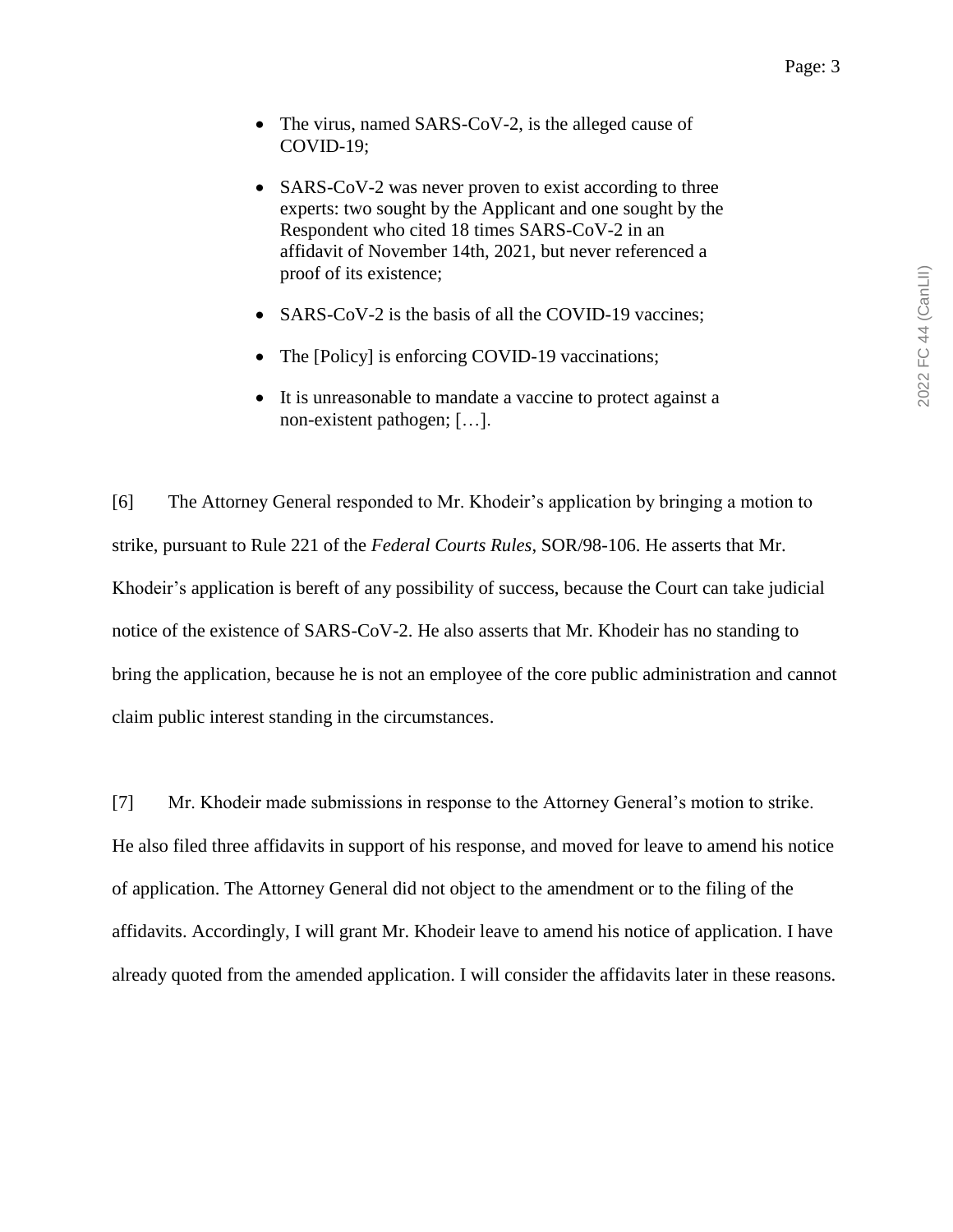- The virus, named SARS-CoV-2, is the alleged cause of COVID-19;
- SARS-CoV-2 was never proven to exist according to three experts: two sought by the Applicant and one sought by the Respondent who cited 18 times SARS-CoV-2 in an affidavit of November 14th, 2021, but never referenced a proof of its existence;
- SARS-CoV-2 is the basis of all the COVID-19 vaccines;
- The [Policy] is enforcing COVID-19 vaccinations;
- It is unreasonable to mandate a vaccine to protect against a non-existent pathogen; […].

[6] The Attorney General responded to Mr. Khodeir's application by bringing a motion to strike, pursuant to Rule 221 of the *Federal Courts Rules*, SOR/98-106. He asserts that Mr. Khodeir's application is bereft of any possibility of success, because the Court can take judicial notice of the existence of SARS-CoV-2. He also asserts that Mr. Khodeir has no standing to bring the application, because he is not an employee of the core public administration and cannot claim public interest standing in the circumstances.

[7] Mr. Khodeir made submissions in response to the Attorney General's motion to strike. He also filed three affidavits in support of his response, and moved for leave to amend his notice of application. The Attorney General did not object to the amendment or to the filing of the affidavits. Accordingly, I will grant Mr. Khodeir leave to amend his notice of application. I have already quoted from the amended application. I will consider the affidavits later in these reasons.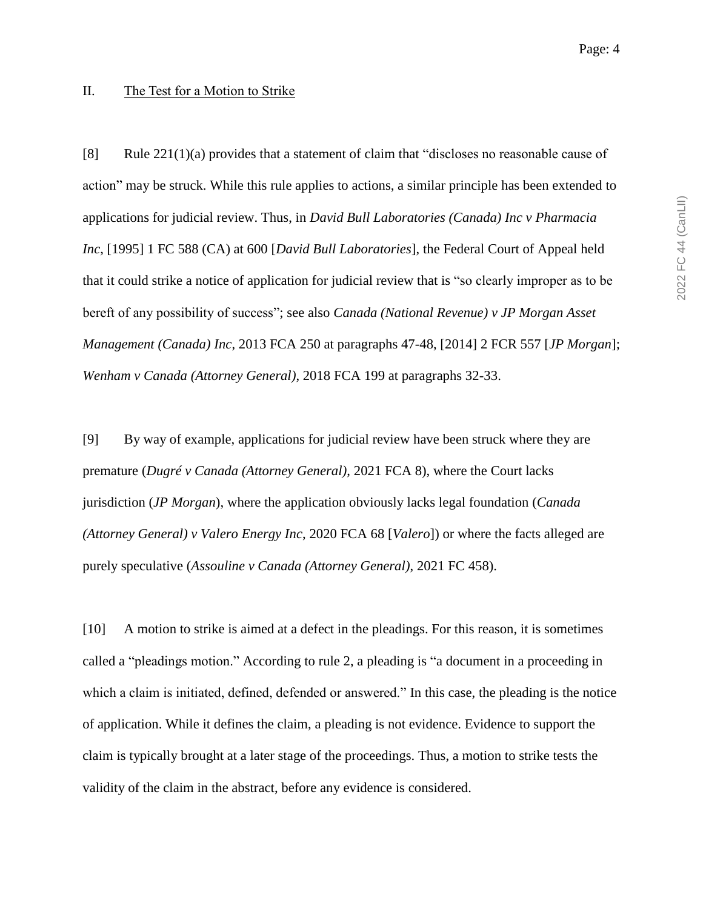## II. The Test for a Motion to Strike

[8] Rule 221(1)(a) provides that a statement of claim that "discloses no reasonable cause of action" may be struck. While this rule applies to actions, a similar principle has been extended to applications for judicial review. Thus, in *David Bull Laboratories (Canada) Inc v Pharmacia Inc*, [1995] 1 FC 588 (CA) at 600 [*David Bull Laboratories*], the Federal Court of Appeal held that it could strike a notice of application for judicial review that is "so clearly improper as to be bereft of any possibility of success"; see also *Canada (National Revenue) v JP Morgan Asset Management (Canada) Inc*, 2013 FCA 250 at paragraphs 47-48, [2014] 2 FCR 557 [*JP Morgan*]; *Wenham v Canada (Attorney General)*, 2018 FCA 199 at paragraphs 32-33.

[9] By way of example, applications for judicial review have been struck where they are premature (*Dugré v Canada (Attorney General)*, 2021 FCA 8), where the Court lacks jurisdiction (*JP Morgan*), where the application obviously lacks legal foundation (*Canada (Attorney General) v Valero Energy Inc*, 2020 FCA 68 [*Valero*]) or where the facts alleged are purely speculative (*Assouline v Canada (Attorney General)*, 2021 FC 458).

[10] A motion to strike is aimed at a defect in the pleadings. For this reason, it is sometimes called a "pleadings motion." According to rule 2, a pleading is "a document in a proceeding in which a claim is initiated, defined, defended or answered." In this case, the pleading is the notice of application. While it defines the claim, a pleading is not evidence. Evidence to support the claim is typically brought at a later stage of the proceedings. Thus, a motion to strike tests the validity of the claim in the abstract, before any evidence is considered.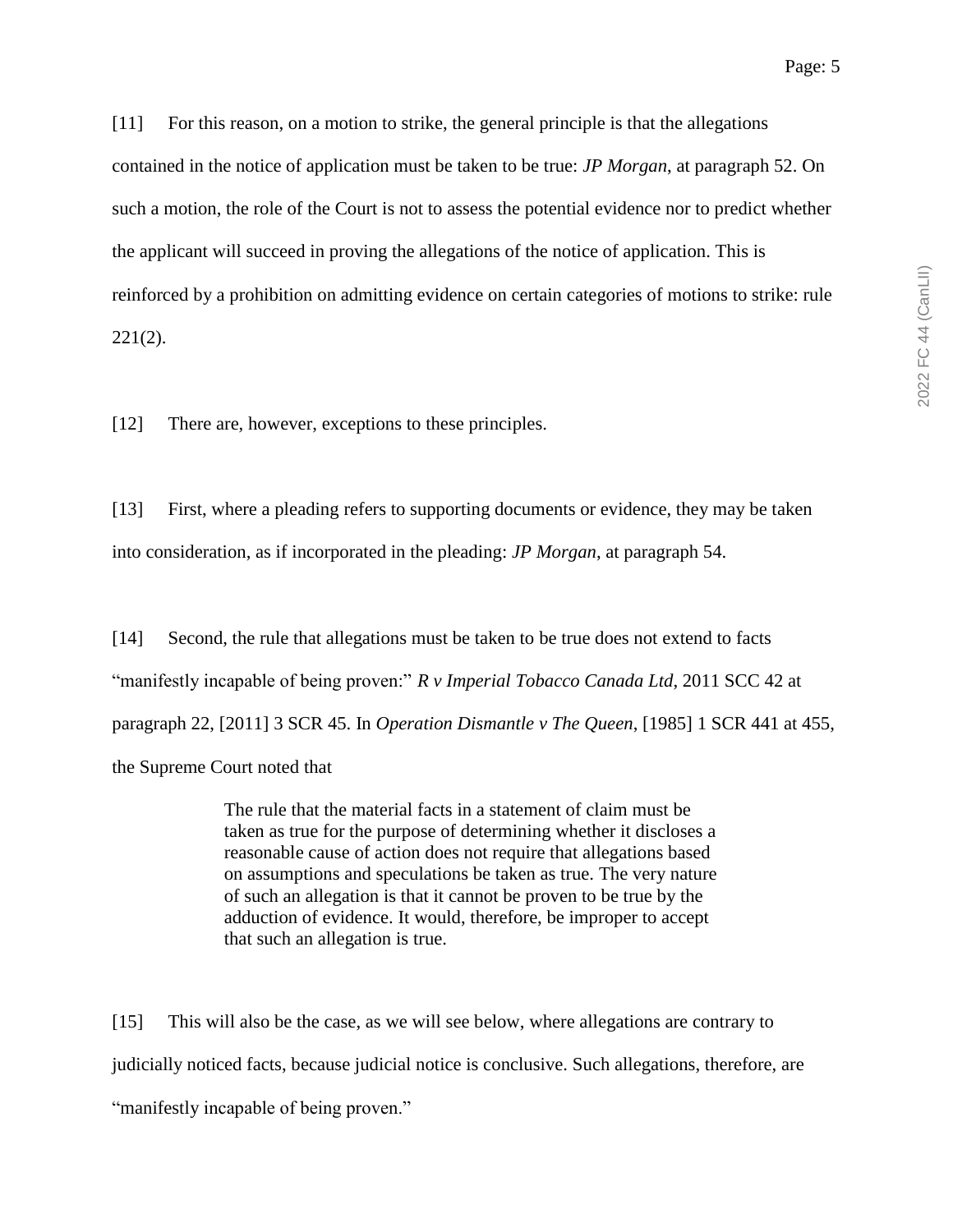[11] For this reason, on a motion to strike, the general principle is that the allegations contained in the notice of application must be taken to be true: *JP Morgan*, at paragraph 52. On such a motion, the role of the Court is not to assess the potential evidence nor to predict whether the applicant will succeed in proving the allegations of the notice of application. This is reinforced by a prohibition on admitting evidence on certain categories of motions to strike: rule 221(2).

[12] There are, however, exceptions to these principles.

[13] First, where a pleading refers to supporting documents or evidence, they may be taken into consideration, as if incorporated in the pleading: *JP Morgan*, at paragraph 54.

[14] Second, the rule that allegations must be taken to be true does not extend to facts "manifestly incapable of being proven:" *R v Imperial Tobacco Canada Ltd*, 2011 SCC 42 at paragraph 22, [2011] 3 SCR 45. In *Operation Dismantle v The Queen*, [1985] 1 SCR 441 at 455, the Supreme Court noted that

> The rule that the material facts in a statement of claim must be taken as true for the purpose of determining whether it discloses a reasonable cause of action does not require that allegations based on assumptions and speculations be taken as true. The very nature of such an allegation is that it cannot be proven to be true by the adduction of evidence. It would, therefore, be improper to accept that such an allegation is true.

[15] This will also be the case, as we will see below, where allegations are contrary to judicially noticed facts, because judicial notice is conclusive. Such allegations, therefore, are "manifestly incapable of being proven."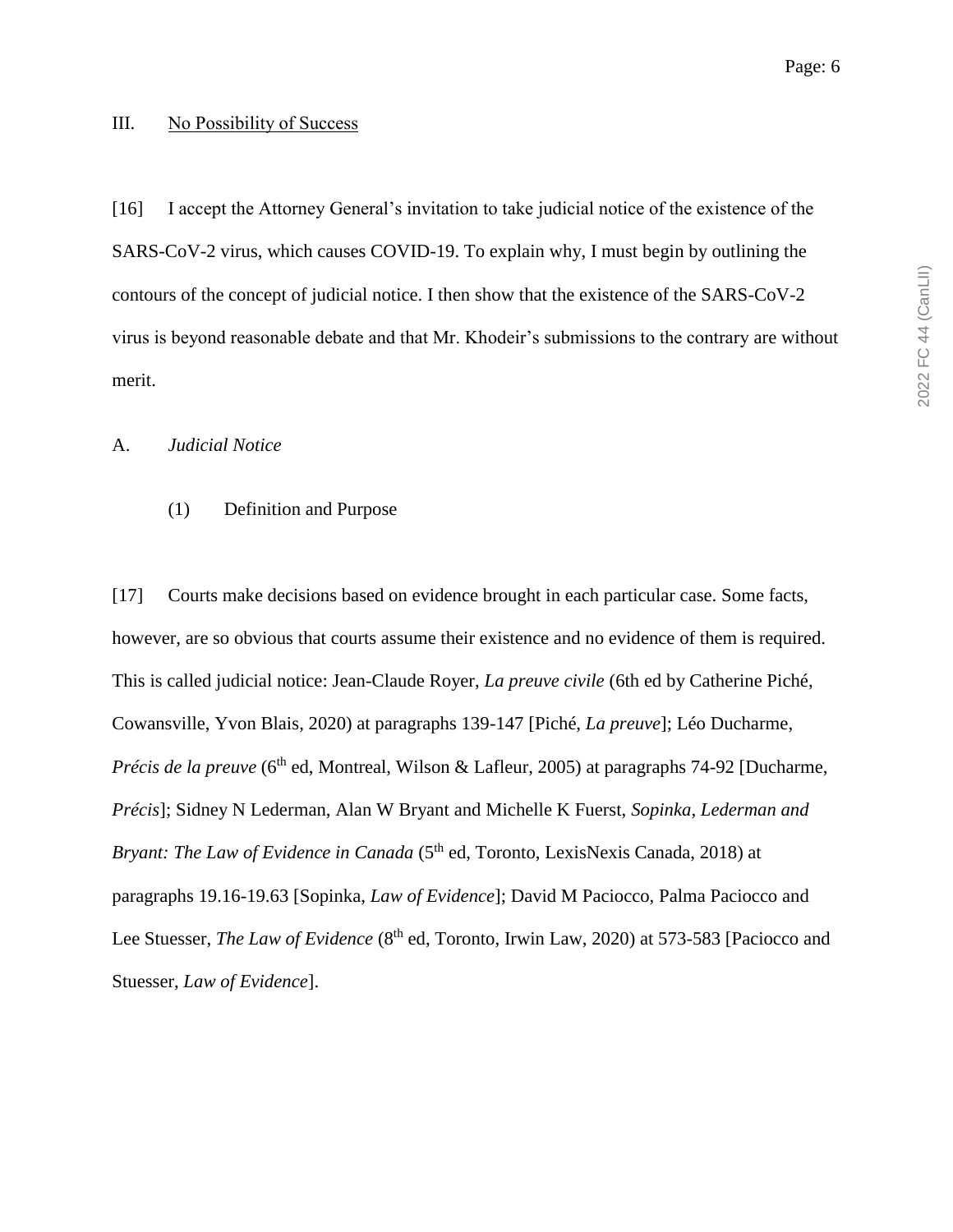## III. No Possibility of Success

[16] I accept the Attorney General's invitation to take judicial notice of the existence of the SARS-CoV-2 virus, which causes COVID-19. To explain why, I must begin by outlining the contours of the concept of judicial notice. I then show that the existence of the SARS-CoV-2 virus is beyond reasonable debate and that Mr. Khodeir's submissions to the contrary are without merit.

### A. *Judicial Notice*

#### (1) Definition and Purpose

[17] Courts make decisions based on evidence brought in each particular case. Some facts, however, are so obvious that courts assume their existence and no evidence of them is required. This is called judicial notice: Jean-Claude Royer, *La preuve civile* (6th ed by Catherine Piché, Cowansville, Yvon Blais, 2020) at paragraphs 139-147 [Piché, *La preuve*]; Léo Ducharme, *Précis de la preuve* (6th ed, Montreal, Wilson & Lafleur, 2005) at paragraphs 74-92 [Ducharme, *Précis*]; Sidney N Lederman, Alan W Bryant and Michelle K Fuerst, *Sopinka, Lederman and Bryant: The Law of Evidence in Canada* (5th ed, Toronto, LexisNexis Canada, 2018) at paragraphs 19.16-19.63 [Sopinka, *Law of Evidence*]; David M Paciocco, Palma Paciocco and Lee Stuesser, *The Law of Evidence* (8th ed, Toronto, Irwin Law, 2020) at 573-583 [Paciocco and Stuesser, *Law of Evidence*].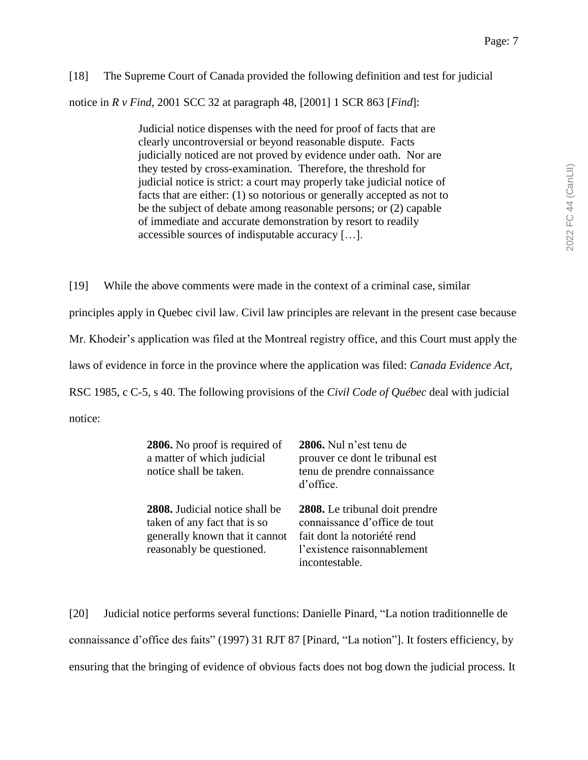[18] The Supreme Court of Canada provided the following definition and test for judicial notice in *R v Find*, 2001 SCC 32 at paragraph 48, [2001] 1 SCR 863 [*Find*]:

> Judicial notice dispenses with the need for proof of facts that are clearly uncontroversial or beyond reasonable dispute. Facts judicially noticed are not proved by evidence under oath. Nor are they tested by cross-examination. Therefore, the threshold for judicial notice is strict: a court may properly take judicial notice of facts that are either: (1) so notorious or generally accepted as not to be the subject of debate among reasonable persons; or (2) capable of immediate and accurate demonstration by resort to readily accessible sources of indisputable accuracy […].

[19] While the above comments were made in the context of a criminal case, similar principles apply in Quebec civil law. Civil law principles are relevant in the present case because Mr. Khodeir's application was filed at the Montreal registry office, and this Court must apply the laws of evidence in force in the province where the application was filed: *Canada Evidence Act*, RSC 1985, c C-5, s 40. The following provisions of the *Civil Code of Québec* deal with judicial notice:

| | |
|---|---|
| **2806.** No proof is required of a matter of which judicial notice shall be taken. | **2806.** Nul n'est tenu de prouver ce dont le tribunal est tenu de prendre connaissance d'office. |
| **2808.** Judicial notice shall be taken of any fact that is so generally known that it cannot reasonably be questioned. | **2808.** Le tribunal doit prendre connaissance d'office de tout fait dont la notoriété rend l'existence raisonnablement incontestable. |

[20] Judicial notice performs several functions: Danielle Pinard, "La notion traditionnelle de connaissance d'office des faits" (1997) 31 RJT 87 [Pinard, "La notion"]. It fosters efficiency, by ensuring that the bringing of evidence of obvious facts does not bog down the judicial process. It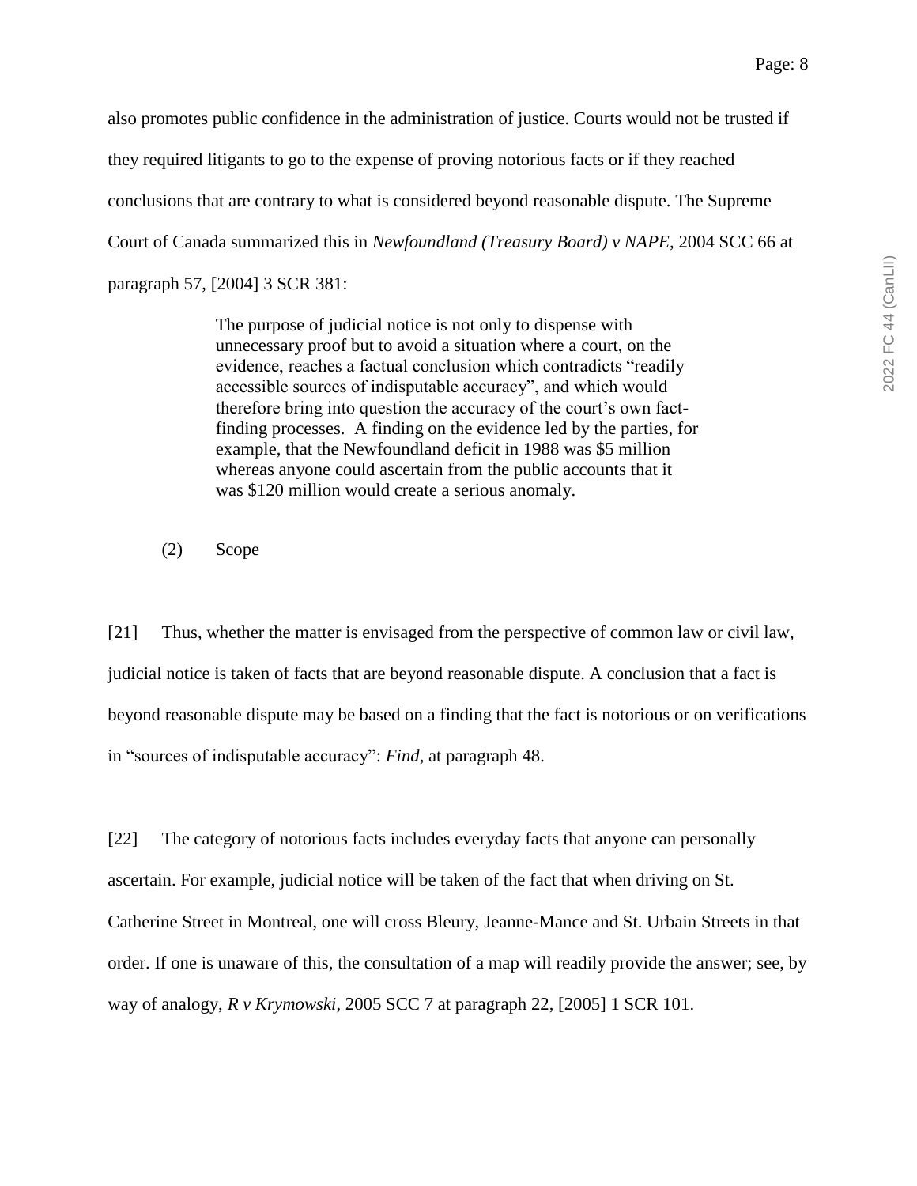also promotes public confidence in the administration of justice. Courts would not be trusted if they required litigants to go to the expense of proving notorious facts or if they reached conclusions that are contrary to what is considered beyond reasonable dispute. The Supreme Court of Canada summarized this in *Newfoundland (Treasury Board) v NAPE*, 2004 SCC 66 at paragraph 57, [2004] 3 SCR 381:

> The purpose of judicial notice is not only to dispense with unnecessary proof but to avoid a situation where a court, on the evidence, reaches a factual conclusion which contradicts "readily accessible sources of indisputable accuracy", and which would therefore bring into question the accuracy of the court's own fact-finding processes. A finding on the evidence led by the parties, for example, that the Newfoundland deficit in 1988 was $5 million whereas anyone could ascertain from the public accounts that it was $120 million would create a serious anomaly.

(2) Scope

[21] Thus, whether the matter is envisaged from the perspective of common law or civil law, judicial notice is taken of facts that are beyond reasonable dispute. A conclusion that a fact is beyond reasonable dispute may be based on a finding that the fact is notorious or on verifications in "sources of indisputable accuracy": *Find*, at paragraph 48.

[22] The category of notorious facts includes everyday facts that anyone can personally ascertain. For example, judicial notice will be taken of the fact that when driving on St. Catherine Street in Montreal, one will cross Bleury, Jeanne-Mance and St. Urbain Streets in that order. If one is unaware of this, the consultation of a map will readily provide the answer; see, by way of analogy, *R v Krymowski*, 2005 SCC 7 at paragraph 22, [2005] 1 SCR 101.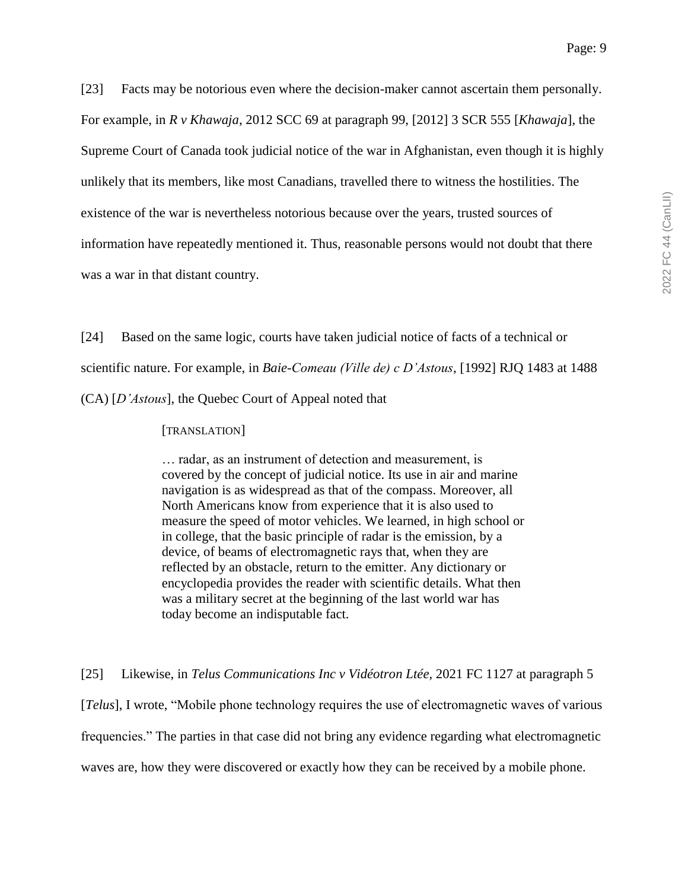[23] Facts may be notorious even where the decision-maker cannot ascertain them personally. For example, in *R v Khawaja*, 2012 SCC 69 at paragraph 99, [2012] 3 SCR 555 [*Khawaja*], the Supreme Court of Canada took judicial notice of the war in Afghanistan, even though it is highly unlikely that its members, like most Canadians, travelled there to witness the hostilities. The existence of the war is nevertheless notorious because over the years, trusted sources of information have repeatedly mentioned it. Thus, reasonable persons would not doubt that there was a war in that distant country.

[24] Based on the same logic, courts have taken judicial notice of facts of a technical or scientific nature. For example, in *Baie-Comeau (Ville de) c D'Astous*, [1992] RJQ 1483 at 1488 (CA) [*D'Astous*], the Quebec Court of Appeal noted that

> [TRANSLATION]
>
> … radar, as an instrument of detection and measurement, is covered by the concept of judicial notice. Its use in air and marine navigation is as widespread as that of the compass. Moreover, all North Americans know from experience that it is also used to measure the speed of motor vehicles. We learned, in high school or in college, that the basic principle of radar is the emission, by a device, of beams of electromagnetic rays that, when they are reflected by an obstacle, return to the emitter. Any dictionary or encyclopedia provides the reader with scientific details. What then was a military secret at the beginning of the last world war has today become an indisputable fact.

[25] Likewise, in *Telus Communications Inc v Vidéotron Ltée*, 2021 FC 1127 at paragraph 5 [*Telus*], I wrote, "Mobile phone technology requires the use of electromagnetic waves of various frequencies." The parties in that case did not bring any evidence regarding what electromagnetic waves are, how they were discovered or exactly how they can be received by a mobile phone.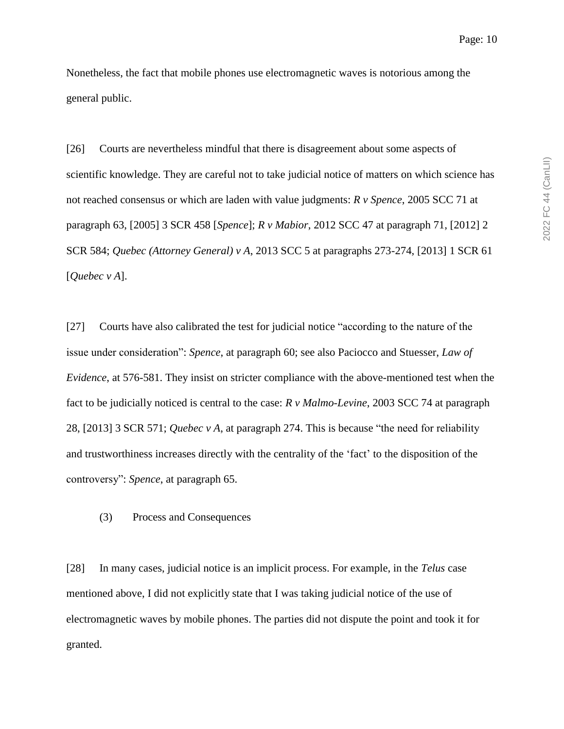Nonetheless, the fact that mobile phones use electromagnetic waves is notorious among the general public.

[26] Courts are nevertheless mindful that there is disagreement about some aspects of scientific knowledge. They are careful not to take judicial notice of matters on which science has not reached consensus or which are laden with value judgments: *R v Spence*, 2005 SCC 71 at paragraph 63, [2005] 3 SCR 458 [*Spence*]; *R v Mabior*, 2012 SCC 47 at paragraph 71, [2012] 2 SCR 584; *Quebec (Attorney General) v A*, 2013 SCC 5 at paragraphs 273-274, [2013] 1 SCR 61 [*Quebec v A*].

[27] Courts have also calibrated the test for judicial notice "according to the nature of the issue under consideration": *Spence*, at paragraph 60; see also Paciocco and Stuesser, *Law of Evidence*, at 576-581. They insist on stricter compliance with the above-mentioned test when the fact to be judicially noticed is central to the case: *R v Malmo-Levine*, 2003 SCC 74 at paragraph 28, [2013] 3 SCR 571; *Quebec v A*, at paragraph 274. This is because "the need for reliability and trustworthiness increases directly with the centrality of the 'fact' to the disposition of the controversy": *Spence*, at paragraph 65.

### (3) Process and Consequences

[28] In many cases, judicial notice is an implicit process. For example, in the *Telus* case mentioned above, I did not explicitly state that I was taking judicial notice of the use of electromagnetic waves by mobile phones. The parties did not dispute the point and took it for granted.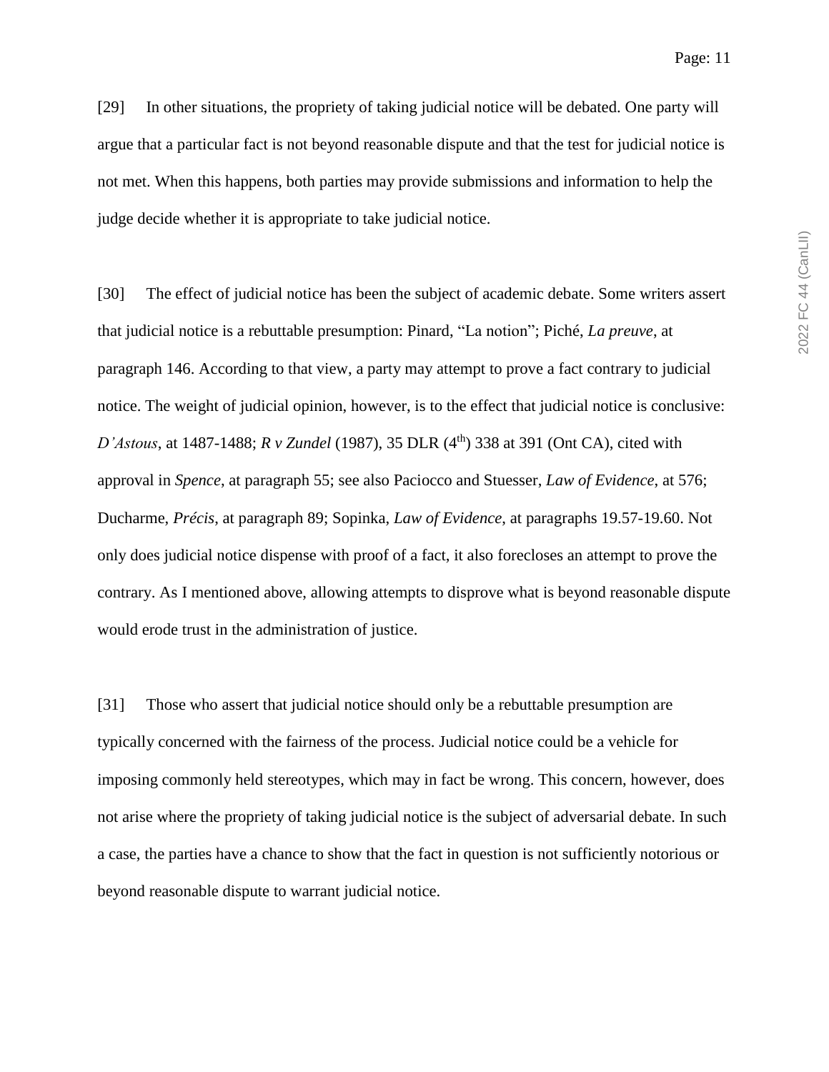[29] In other situations, the propriety of taking judicial notice will be debated. One party will argue that a particular fact is not beyond reasonable dispute and that the test for judicial notice is not met. When this happens, both parties may provide submissions and information to help the judge decide whether it is appropriate to take judicial notice.

[30] The effect of judicial notice has been the subject of academic debate. Some writers assert that judicial notice is a rebuttable presumption: Pinard, "La notion"; Piché, *La preuve*, at paragraph 146. According to that view, a party may attempt to prove a fact contrary to judicial notice. The weight of judicial opinion, however, is to the effect that judicial notice is conclusive: *D'Astous*, at 1487-1488; *R v Zundel* (1987), 35 DLR (4th) 338 at 391 (Ont CA), cited with approval in *Spence*, at paragraph 55; see also Paciocco and Stuesser, *Law of Evidence*, at 576; Ducharme, *Précis*, at paragraph 89; Sopinka, *Law of Evidence*, at paragraphs 19.57-19.60. Not only does judicial notice dispense with proof of a fact, it also forecloses an attempt to prove the contrary. As I mentioned above, allowing attempts to disprove what is beyond reasonable dispute would erode trust in the administration of justice.

[31] Those who assert that judicial notice should only be a rebuttable presumption are typically concerned with the fairness of the process. Judicial notice could be a vehicle for imposing commonly held stereotypes, which may in fact be wrong. This concern, however, does not arise where the propriety of taking judicial notice is the subject of adversarial debate. In such a case, the parties have a chance to show that the fact in question is not sufficiently notorious or beyond reasonable dispute to warrant judicial notice.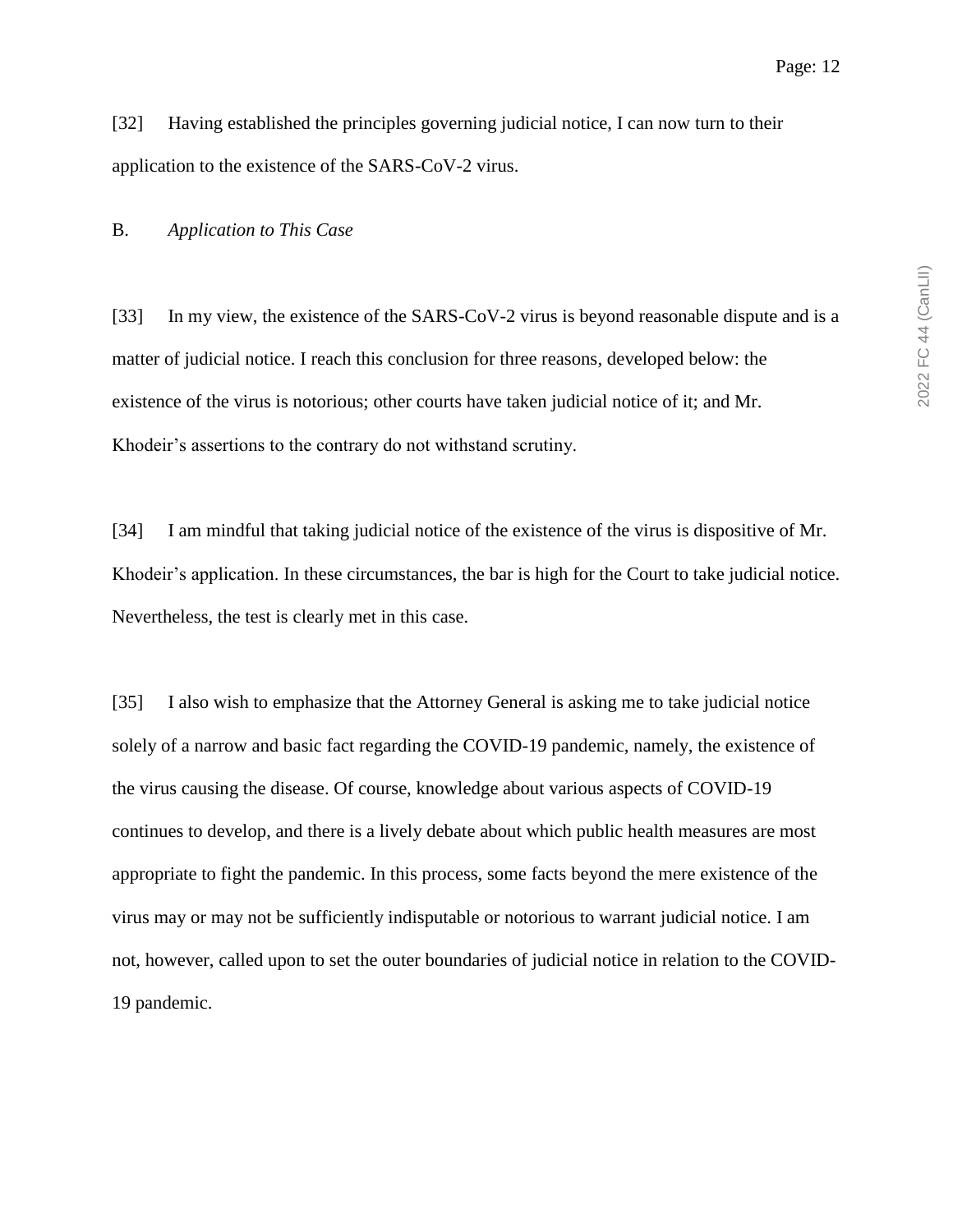[32] Having established the principles governing judicial notice, I can now turn to their application to the existence of the SARS-CoV-2 virus.

## B. *Application to This Case*

[33] In my view, the existence of the SARS-CoV-2 virus is beyond reasonable dispute and is a matter of judicial notice. I reach this conclusion for three reasons, developed below: the existence of the virus is notorious; other courts have taken judicial notice of it; and Mr. Khodeir's assertions to the contrary do not withstand scrutiny.

[34] I am mindful that taking judicial notice of the existence of the virus is dispositive of Mr. Khodeir's application. In these circumstances, the bar is high for the Court to take judicial notice. Nevertheless, the test is clearly met in this case.

[35] I also wish to emphasize that the Attorney General is asking me to take judicial notice solely of a narrow and basic fact regarding the COVID-19 pandemic, namely, the existence of the virus causing the disease. Of course, knowledge about various aspects of COVID-19 continues to develop, and there is a lively debate about which public health measures are most appropriate to fight the pandemic. In this process, some facts beyond the mere existence of the virus may or may not be sufficiently indisputable or notorious to warrant judicial notice. I am not, however, called upon to set the outer boundaries of judicial notice in relation to the COVID-19 pandemic.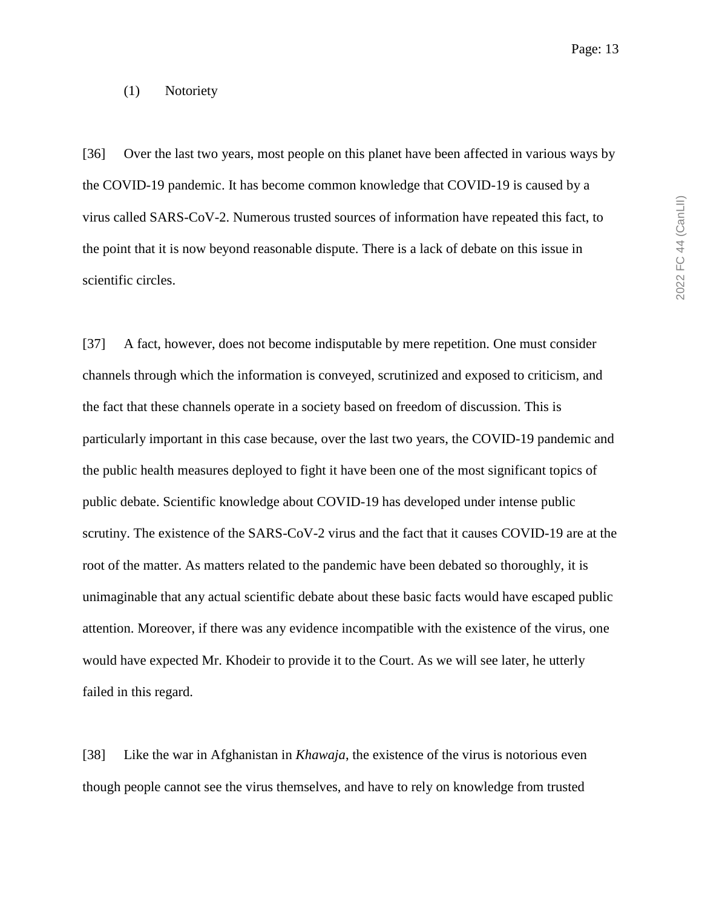(1) Notoriety

[36] Over the last two years, most people on this planet have been affected in various ways by the COVID-19 pandemic. It has become common knowledge that COVID-19 is caused by a virus called SARS-CoV-2. Numerous trusted sources of information have repeated this fact, to the point that it is now beyond reasonable dispute. There is a lack of debate on this issue in scientific circles.

[37] A fact, however, does not become indisputable by mere repetition. One must consider channels through which the information is conveyed, scrutinized and exposed to criticism, and the fact that these channels operate in a society based on freedom of discussion. This is particularly important in this case because, over the last two years, the COVID-19 pandemic and the public health measures deployed to fight it have been one of the most significant topics of public debate. Scientific knowledge about COVID-19 has developed under intense public scrutiny. The existence of the SARS-CoV-2 virus and the fact that it causes COVID-19 are at the root of the matter. As matters related to the pandemic have been debated so thoroughly, it is unimaginable that any actual scientific debate about these basic facts would have escaped public attention. Moreover, if there was any evidence incompatible with the existence of the virus, one would have expected Mr. Khodeir to provide it to the Court. As we will see later, he utterly failed in this regard.

[38] Like the war in Afghanistan in *Khawaja*, the existence of the virus is notorious even though people cannot see the virus themselves, and have to rely on knowledge from trusted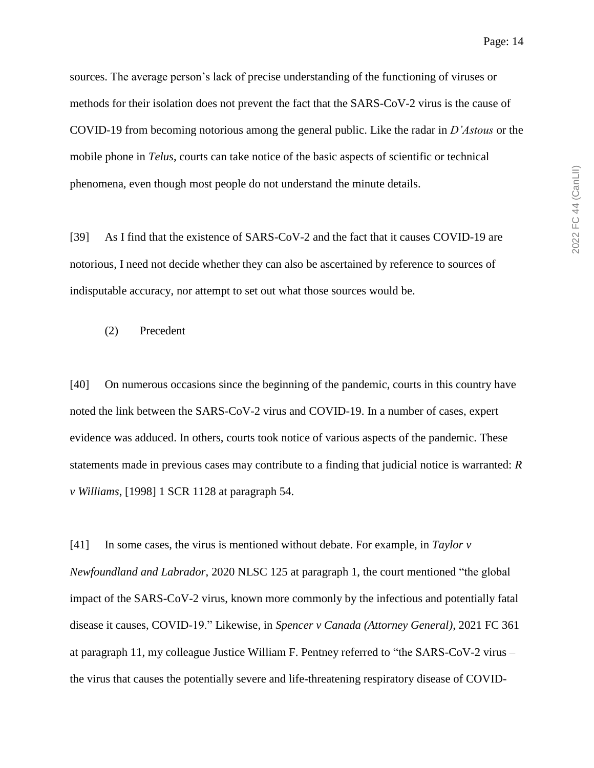sources. The average person's lack of precise understanding of the functioning of viruses or methods for their isolation does not prevent the fact that the SARS-CoV-2 virus is the cause of COVID-19 from becoming notorious among the general public. Like the radar in *D'Astous* or the mobile phone in *Telus*, courts can take notice of the basic aspects of scientific or technical phenomena, even though most people do not understand the minute details.

[39] As I find that the existence of SARS-CoV-2 and the fact that it causes COVID-19 are notorious, I need not decide whether they can also be ascertained by reference to sources of indisputable accuracy, nor attempt to set out what those sources would be.

(2) Precedent

[40] On numerous occasions since the beginning of the pandemic, courts in this country have noted the link between the SARS-CoV-2 virus and COVID-19. In a number of cases, expert evidence was adduced. In others, courts took notice of various aspects of the pandemic. These statements made in previous cases may contribute to a finding that judicial notice is warranted: *R v Williams*, [1998] 1 SCR 1128 at paragraph 54.

[41] In some cases, the virus is mentioned without debate. For example, in *Taylor v Newfoundland and Labrador*, 2020 NLSC 125 at paragraph 1, the court mentioned "the global impact of the SARS-CoV-2 virus, known more commonly by the infectious and potentially fatal disease it causes, COVID-19." Likewise, in *Spencer v Canada (Attorney General)*, 2021 FC 361 at paragraph 11, my colleague Justice William F. Pentney referred to "the SARS-CoV-2 virus – the virus that causes the potentially severe and life-threatening respiratory disease of COVID-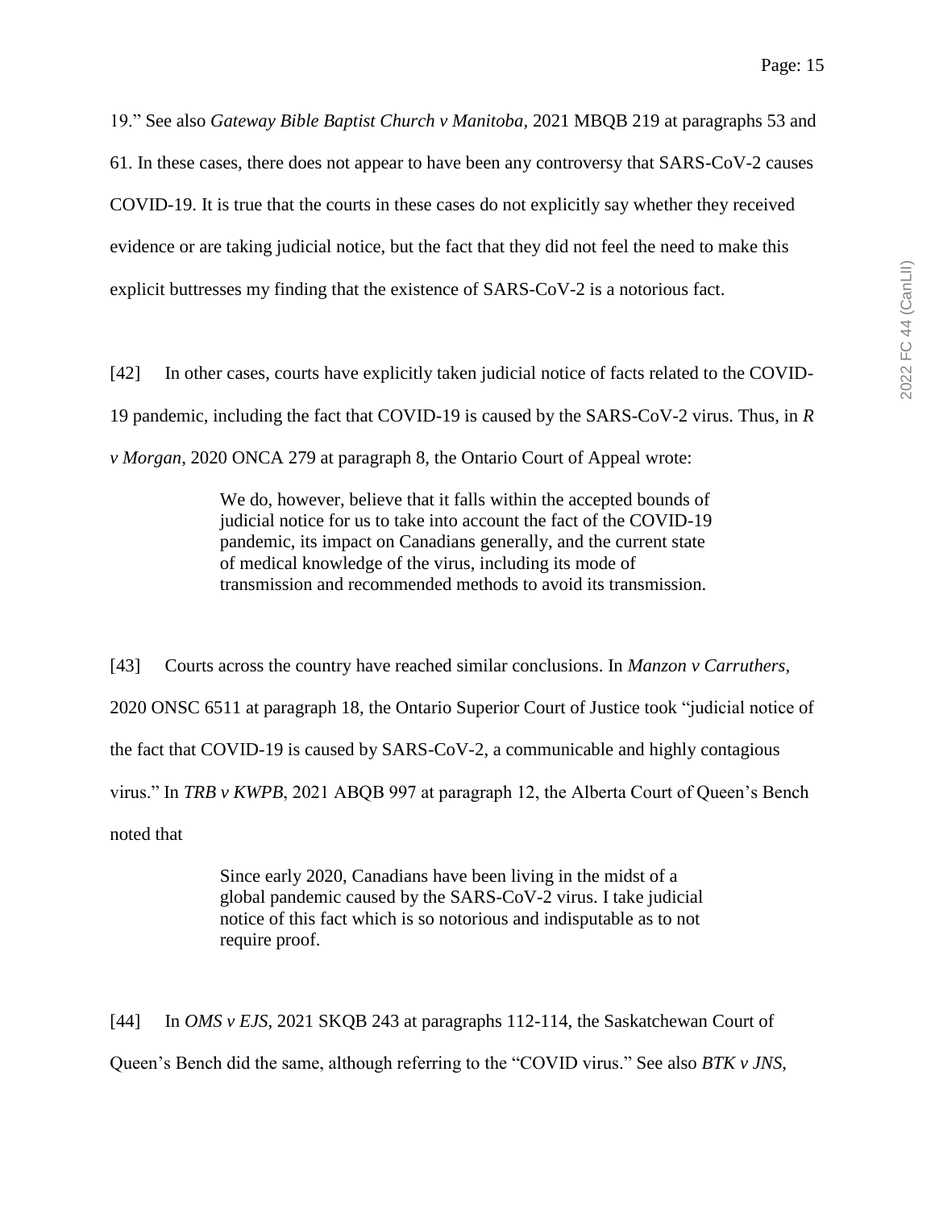19." See also *Gateway Bible Baptist Church v Manitoba*, 2021 MBQB 219 at paragraphs 53 and 61. In these cases, there does not appear to have been any controversy that SARS-CoV-2 causes COVID-19. It is true that the courts in these cases do not explicitly say whether they received evidence or are taking judicial notice, but the fact that they did not feel the need to make this explicit buttresses my finding that the existence of SARS-CoV-2 is a notorious fact.

[42] In other cases, courts have explicitly taken judicial notice of facts related to the COVID-19 pandemic, including the fact that COVID-19 is caused by the SARS-CoV-2 virus. Thus, in *R v Morgan*, 2020 ONCA 279 at paragraph 8, the Ontario Court of Appeal wrote:

> We do, however, believe that it falls within the accepted bounds of judicial notice for us to take into account the fact of the COVID-19 pandemic, its impact on Canadians generally, and the current state of medical knowledge of the virus, including its mode of transmission and recommended methods to avoid its transmission.

[43] Courts across the country have reached similar conclusions. In *Manzon v Carruthers*, 2020 ONSC 6511 at paragraph 18, the Ontario Superior Court of Justice took "judicial notice of the fact that COVID-19 is caused by SARS-CoV-2, a communicable and highly contagious virus." In *TRB v KWPB*, 2021 ABQB 997 at paragraph 12, the Alberta Court of Queen's Bench noted that

> Since early 2020, Canadians have been living in the midst of a global pandemic caused by the SARS-CoV-2 virus. I take judicial notice of this fact which is so notorious and indisputable as to not require proof.

[44] In *OMS v EJS*, 2021 SKQB 243 at paragraphs 112-114, the Saskatchewan Court of Queen's Bench did the same, although referring to the "COVID virus." See also *BTK v JNS*,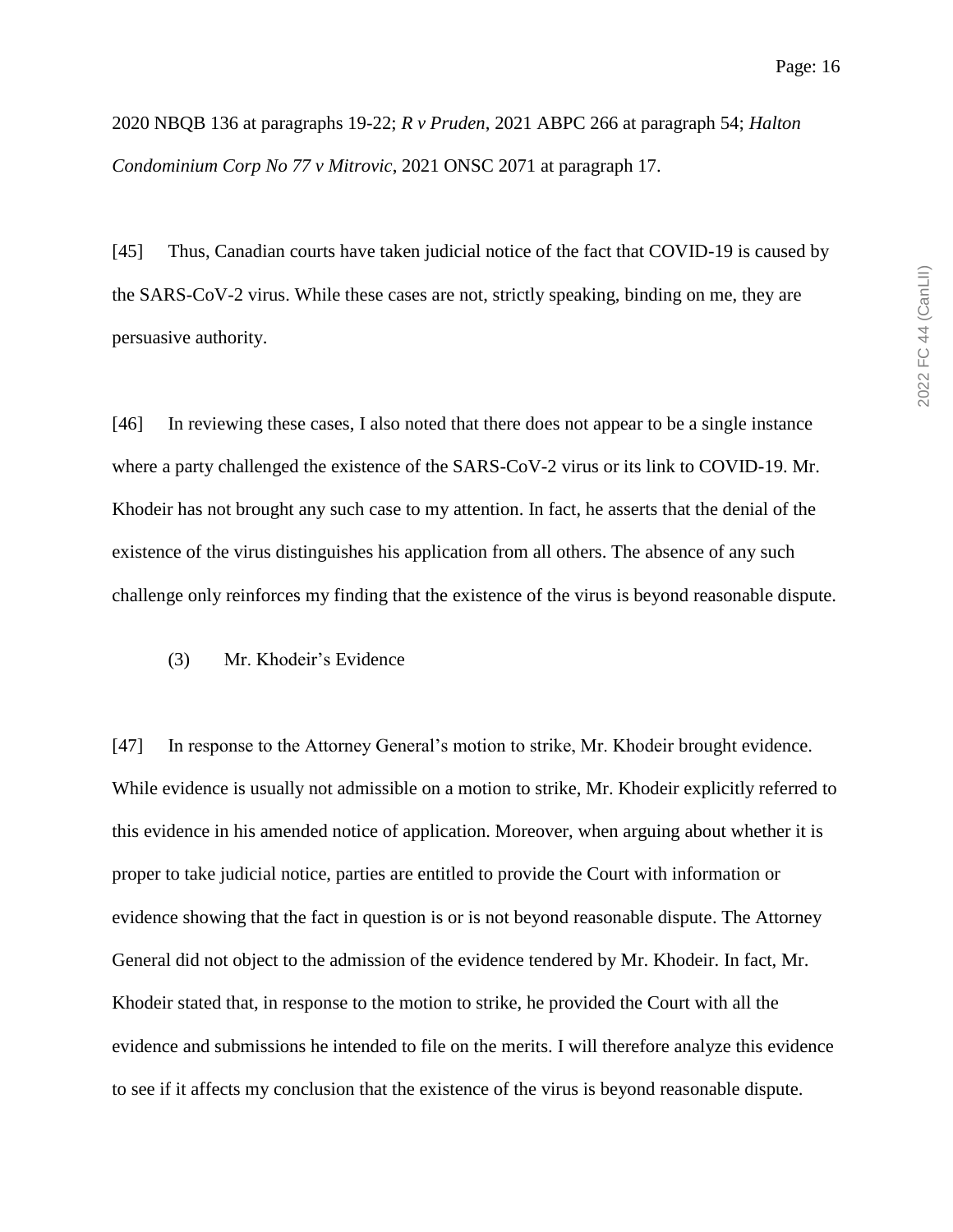2020 NBQB 136 at paragraphs 19-22; *R v Pruden*, 2021 ABPC 266 at paragraph 54; *Halton Condominium Corp No 77 v Mitrovic*, 2021 ONSC 2071 at paragraph 17.

[45] Thus, Canadian courts have taken judicial notice of the fact that COVID-19 is caused by the SARS-CoV-2 virus. While these cases are not, strictly speaking, binding on me, they are persuasive authority.

[46] In reviewing these cases, I also noted that there does not appear to be a single instance where a party challenged the existence of the SARS-CoV-2 virus or its link to COVID-19. Mr. Khodeir has not brought any such case to my attention. In fact, he asserts that the denial of the existence of the virus distinguishes his application from all others. The absence of any such challenge only reinforces my finding that the existence of the virus is beyond reasonable dispute.

(3) Mr. Khodeir's Evidence

[47] In response to the Attorney General's motion to strike, Mr. Khodeir brought evidence. While evidence is usually not admissible on a motion to strike, Mr. Khodeir explicitly referred to this evidence in his amended notice of application. Moreover, when arguing about whether it is proper to take judicial notice, parties are entitled to provide the Court with information or evidence showing that the fact in question is or is not beyond reasonable dispute. The Attorney General did not object to the admission of the evidence tendered by Mr. Khodeir. In fact, Mr. Khodeir stated that, in response to the motion to strike, he provided the Court with all the evidence and submissions he intended to file on the merits. I will therefore analyze this evidence to see if it affects my conclusion that the existence of the virus is beyond reasonable dispute.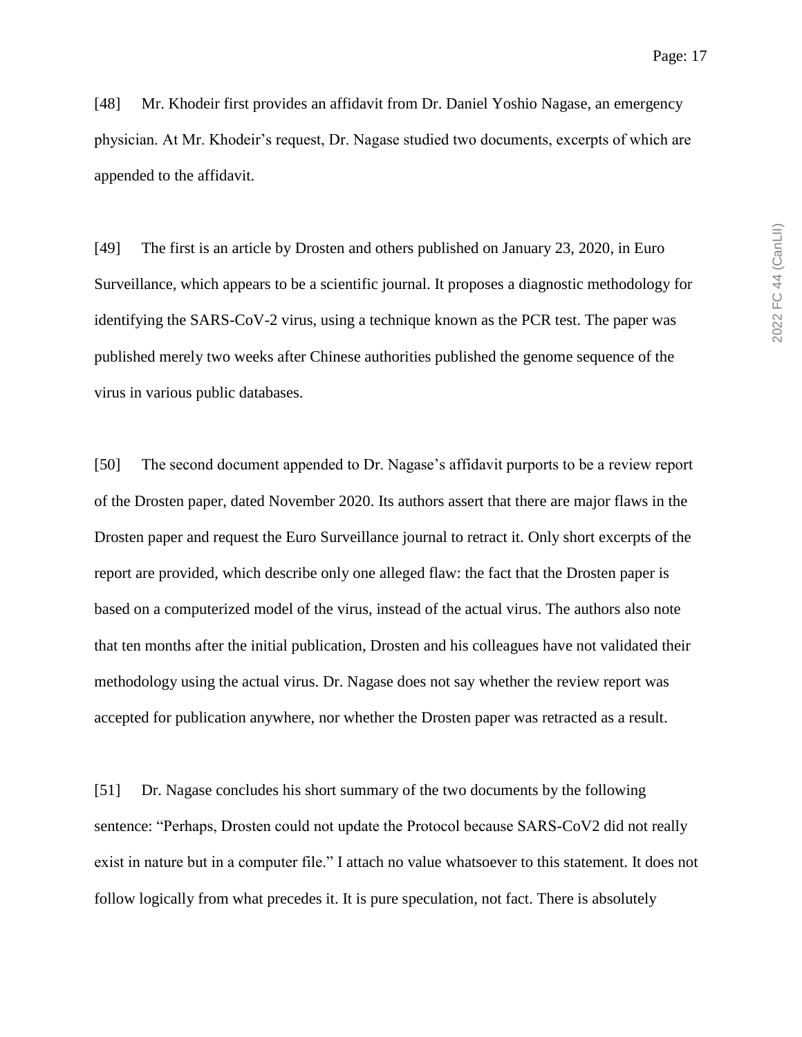[48] Mr. Khodeir first provides an affidavit from Dr. Daniel Yoshio Nagase, an emergency physician. At Mr. Khodeir's request, Dr. Nagase studied two documents, excerpts of which are appended to the affidavit.

[49] The first is an article by Drosten and others published on January 23, 2020, in Euro Surveillance, which appears to be a scientific journal. It proposes a diagnostic methodology for identifying the SARS-CoV-2 virus, using a technique known as the PCR test. The paper was published merely two weeks after Chinese authorities published the genome sequence of the virus in various public databases.

[50] The second document appended to Dr. Nagase's affidavit purports to be a review report of the Drosten paper, dated November 2020. Its authors assert that there are major flaws in the Drosten paper and request the Euro Surveillance journal to retract it. Only short excerpts of the report are provided, which describe only one alleged flaw: the fact that the Drosten paper is based on a computerized model of the virus, instead of the actual virus. The authors also note that ten months after the initial publication, Drosten and his colleagues have not validated their methodology using the actual virus. Dr. Nagase does not say whether the review report was accepted for publication anywhere, nor whether the Drosten paper was retracted as a result.

[51] Dr. Nagase concludes his short summary of the two documents by the following sentence: "Perhaps, Drosten could not update the Protocol because SARS-CoV2 did not really exist in nature but in a computer file." I attach no value whatsoever to this statement. It does not follow logically from what precedes it. It is pure speculation, not fact. There is absolutely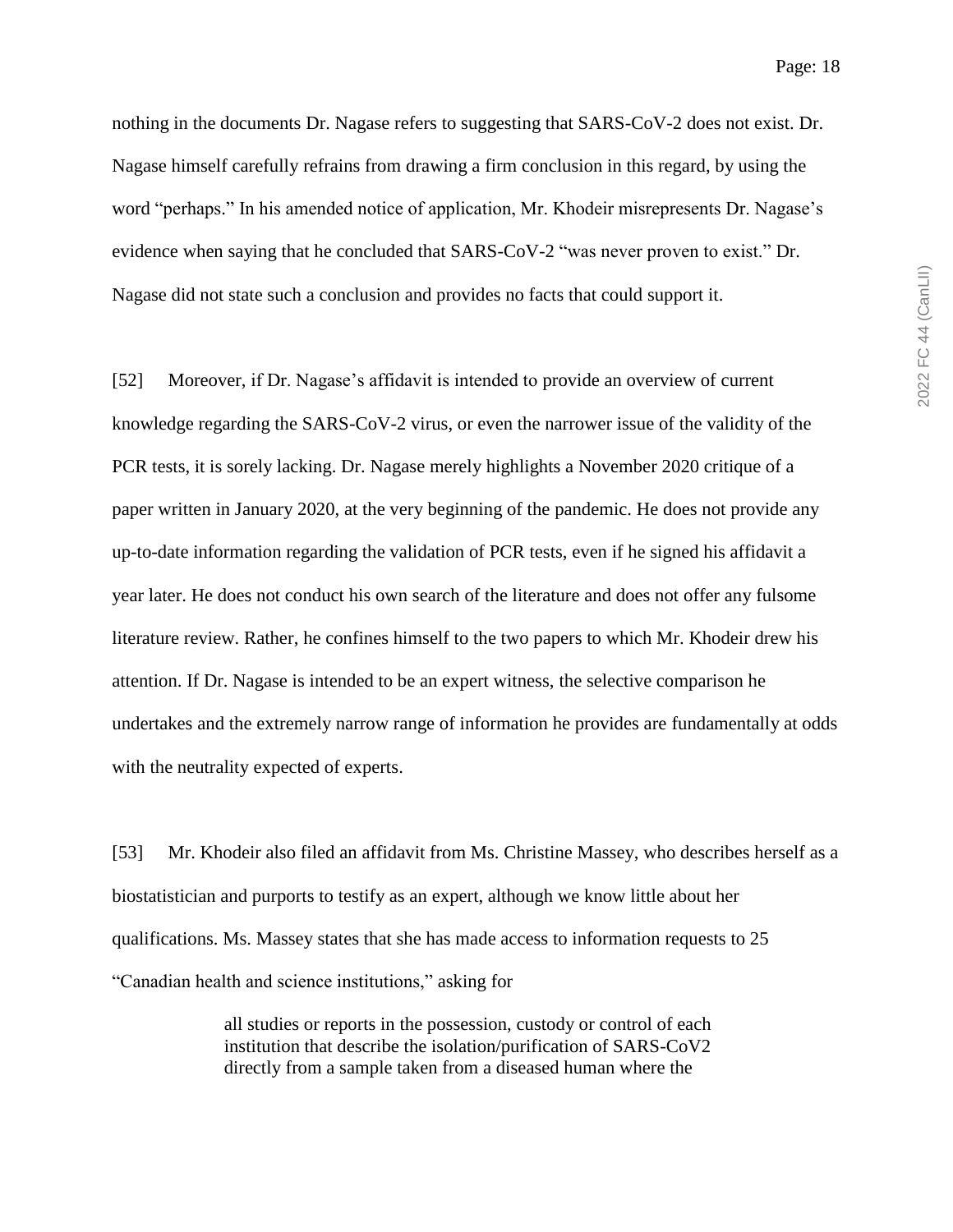nothing in the documents Dr. Nagase refers to suggesting that SARS-CoV-2 does not exist. Dr. Nagase himself carefully refrains from drawing a firm conclusion in this regard, by using the word "perhaps." In his amended notice of application, Mr. Khodeir misrepresents Dr. Nagase's evidence when saying that he concluded that SARS-CoV-2 "was never proven to exist." Dr. Nagase did not state such a conclusion and provides no facts that could support it.

[52] Moreover, if Dr. Nagase's affidavit is intended to provide an overview of current knowledge regarding the SARS-CoV-2 virus, or even the narrower issue of the validity of the PCR tests, it is sorely lacking. Dr. Nagase merely highlights a November 2020 critique of a paper written in January 2020, at the very beginning of the pandemic. He does not provide any up-to-date information regarding the validation of PCR tests, even if he signed his affidavit a year later. He does not conduct his own search of the literature and does not offer any fulsome literature review. Rather, he confines himself to the two papers to which Mr. Khodeir drew his attention. If Dr. Nagase is intended to be an expert witness, the selective comparison he undertakes and the extremely narrow range of information he provides are fundamentally at odds with the neutrality expected of experts.

[53] Mr. Khodeir also filed an affidavit from Ms. Christine Massey, who describes herself as a biostatistician and purports to testify as an expert, although we know little about her qualifications. Ms. Massey states that she has made access to information requests to 25 "Canadian health and science institutions," asking for

> all studies or reports in the possession, custody or control of each institution that describe the isolation/purification of SARS-CoV2 directly from a sample taken from a diseased human where the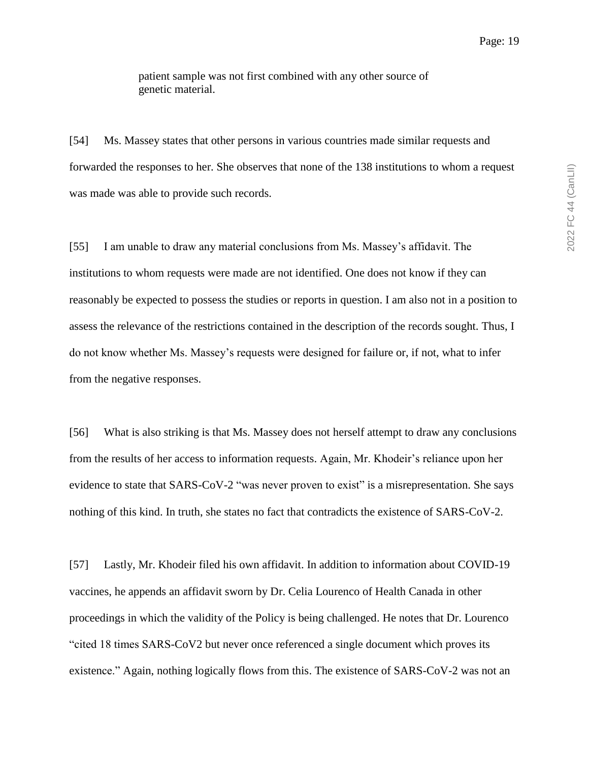patient sample was not first combined with any other source of genetic material.

[54] Ms. Massey states that other persons in various countries made similar requests and forwarded the responses to her. She observes that none of the 138 institutions to whom a request was made was able to provide such records.

[55] I am unable to draw any material conclusions from Ms. Massey's affidavit. The institutions to whom requests were made are not identified. One does not know if they can reasonably be expected to possess the studies or reports in question. I am also not in a position to assess the relevance of the restrictions contained in the description of the records sought. Thus, I do not know whether Ms. Massey's requests were designed for failure or, if not, what to infer from the negative responses.

[56] What is also striking is that Ms. Massey does not herself attempt to draw any conclusions from the results of her access to information requests. Again, Mr. Khodeir's reliance upon her evidence to state that SARS-CoV-2 "was never proven to exist" is a misrepresentation. She says nothing of this kind. In truth, she states no fact that contradicts the existence of SARS-CoV-2.

[57] Lastly, Mr. Khodeir filed his own affidavit. In addition to information about COVID-19 vaccines, he appends an affidavit sworn by Dr. Celia Lourenco of Health Canada in other proceedings in which the validity of the Policy is being challenged. He notes that Dr. Lourenco "cited 18 times SARS-CoV2 but never once referenced a single document which proves its existence." Again, nothing logically flows from this. The existence of SARS-CoV-2 was not an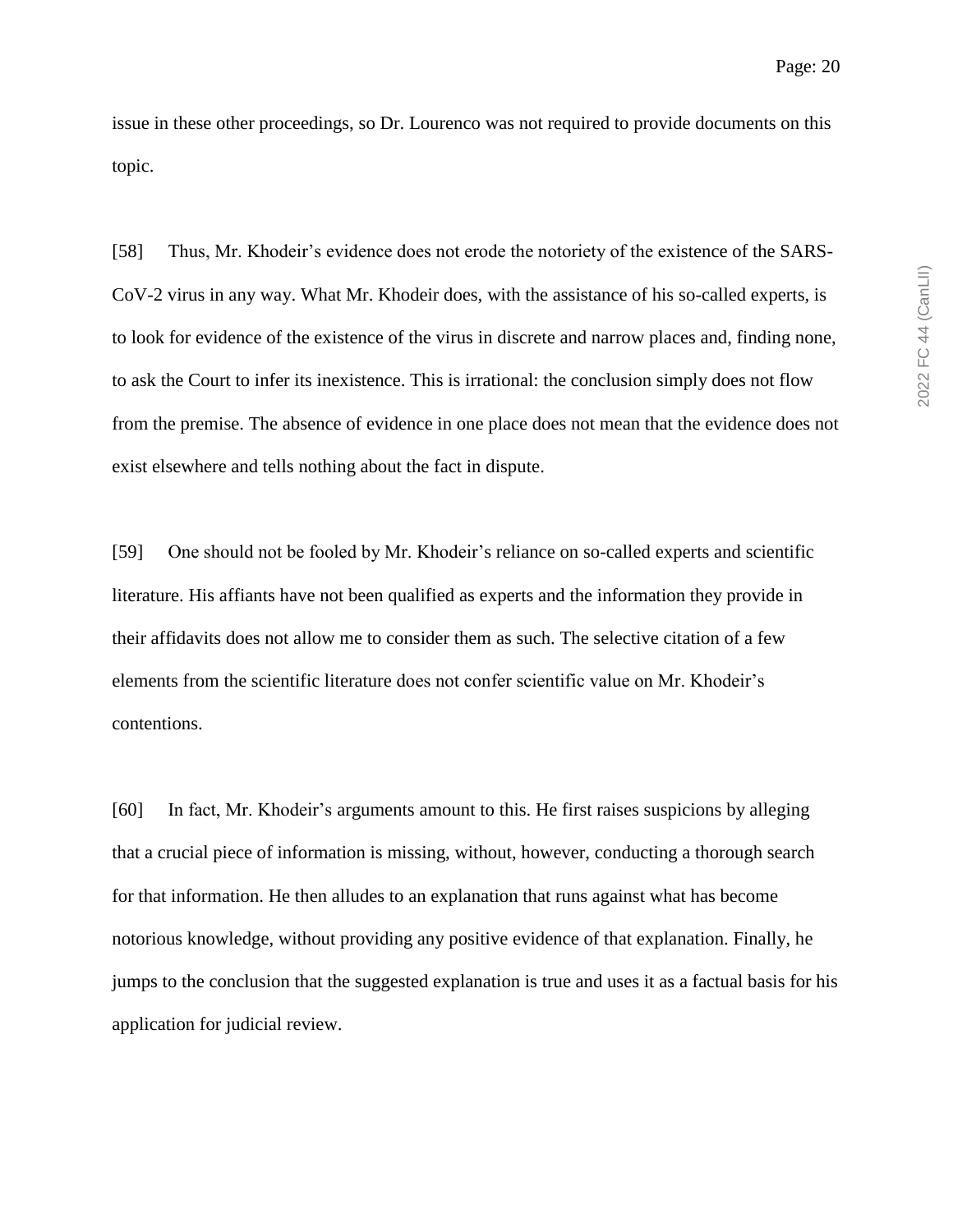issue in these other proceedings, so Dr. Lourenco was not required to provide documents on this topic.

[58] Thus, Mr. Khodeir's evidence does not erode the notoriety of the existence of the SARS-CoV-2 virus in any way. What Mr. Khodeir does, with the assistance of his so-called experts, is to look for evidence of the existence of the virus in discrete and narrow places and, finding none, to ask the Court to infer its inexistence. This is irrational: the conclusion simply does not flow from the premise. The absence of evidence in one place does not mean that the evidence does not exist elsewhere and tells nothing about the fact in dispute.

[59] One should not be fooled by Mr. Khodeir's reliance on so-called experts and scientific literature. His affiants have not been qualified as experts and the information they provide in their affidavits does not allow me to consider them as such. The selective citation of a few elements from the scientific literature does not confer scientific value on Mr. Khodeir's contentions.

[60] In fact, Mr. Khodeir's arguments amount to this. He first raises suspicions by alleging that a crucial piece of information is missing, without, however, conducting a thorough search for that information. He then alludes to an explanation that runs against what has become notorious knowledge, without providing any positive evidence of that explanation. Finally, he jumps to the conclusion that the suggested explanation is true and uses it as a factual basis for his application for judicial review.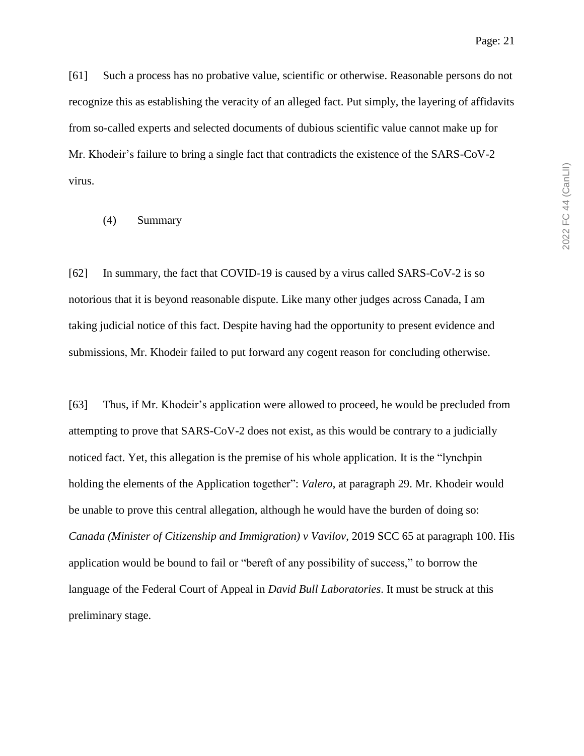[61] Such a process has no probative value, scientific or otherwise. Reasonable persons do not recognize this as establishing the veracity of an alleged fact. Put simply, the layering of affidavits from so-called experts and selected documents of dubious scientific value cannot make up for Mr. Khodeir's failure to bring a single fact that contradicts the existence of the SARS-CoV-2 virus.

(4) Summary

[62] In summary, the fact that COVID-19 is caused by a virus called SARS-CoV-2 is so notorious that it is beyond reasonable dispute. Like many other judges across Canada, I am taking judicial notice of this fact. Despite having had the opportunity to present evidence and submissions, Mr. Khodeir failed to put forward any cogent reason for concluding otherwise.

[63] Thus, if Mr. Khodeir's application were allowed to proceed, he would be precluded from attempting to prove that SARS-CoV-2 does not exist, as this would be contrary to a judicially noticed fact. Yet, this allegation is the premise of his whole application. It is the "lynchpin holding the elements of the Application together": *Valero*, at paragraph 29. Mr. Khodeir would be unable to prove this central allegation, although he would have the burden of doing so: *Canada (Minister of Citizenship and Immigration) v Vavilov*, 2019 SCC 65 at paragraph 100. His application would be bound to fail or "bereft of any possibility of success," to borrow the language of the Federal Court of Appeal in *David Bull Laboratories*. It must be struck at this preliminary stage.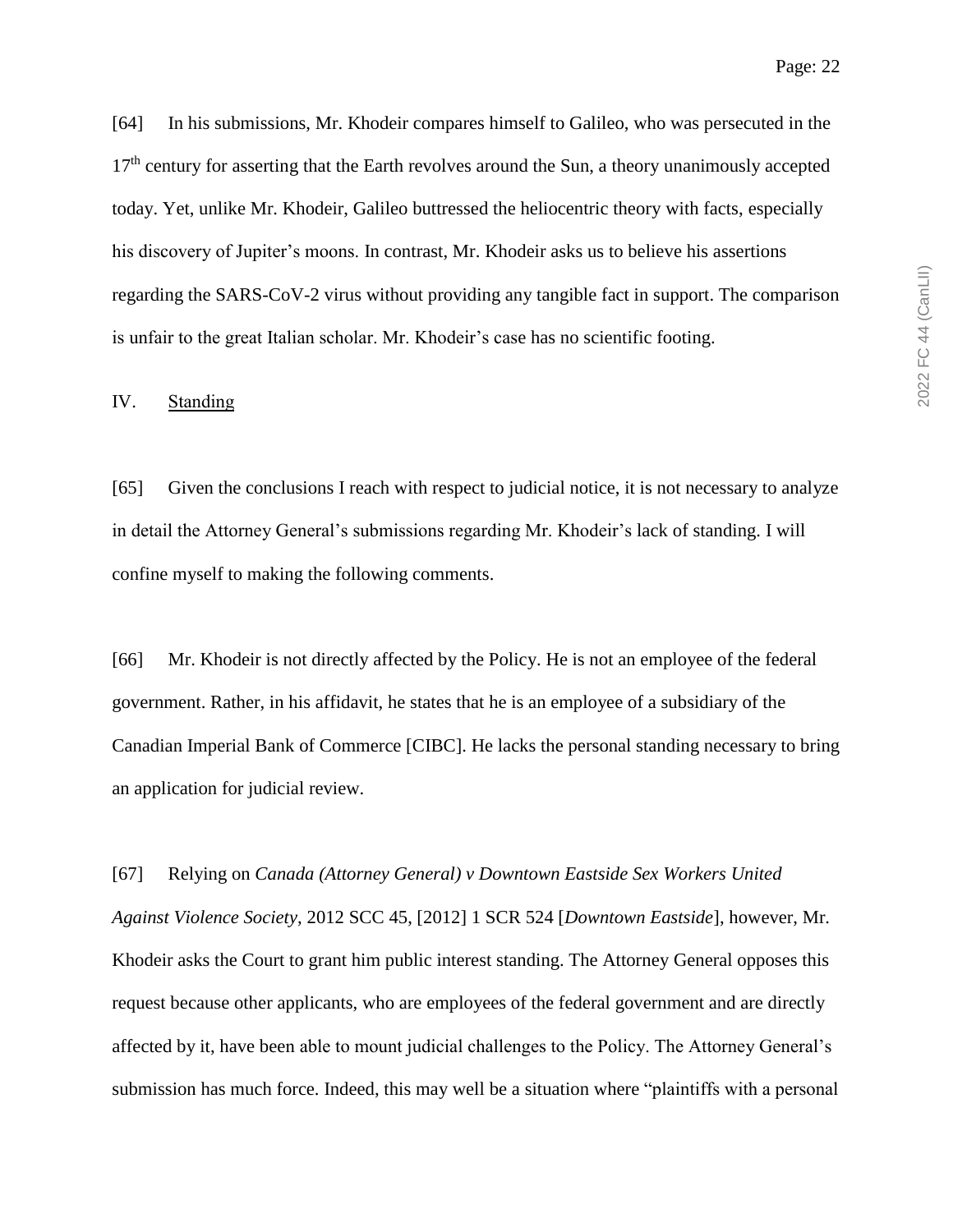[64] In his submissions, Mr. Khodeir compares himself to Galileo, who was persecuted in the 17th century for asserting that the Earth revolves around the Sun, a theory unanimously accepted today. Yet, unlike Mr. Khodeir, Galileo buttressed the heliocentric theory with facts, especially his discovery of Jupiter's moons. In contrast, Mr. Khodeir asks us to believe his assertions regarding the SARS-CoV-2 virus without providing any tangible fact in support. The comparison is unfair to the great Italian scholar. Mr. Khodeir's case has no scientific footing.

## IV. Standing

[65] Given the conclusions I reach with respect to judicial notice, it is not necessary to analyze in detail the Attorney General's submissions regarding Mr. Khodeir's lack of standing. I will confine myself to making the following comments.

[66] Mr. Khodeir is not directly affected by the Policy. He is not an employee of the federal government. Rather, in his affidavit, he states that he is an employee of a subsidiary of the Canadian Imperial Bank of Commerce [CIBC]. He lacks the personal standing necessary to bring an application for judicial review.

[67] Relying on *Canada (Attorney General) v Downtown Eastside Sex Workers United Against Violence Society*, 2012 SCC 45, [2012] 1 SCR 524 [*Downtown Eastside*], however, Mr. Khodeir asks the Court to grant him public interest standing. The Attorney General opposes this request because other applicants, who are employees of the federal government and are directly affected by it, have been able to mount judicial challenges to the Policy. The Attorney General's submission has much force. Indeed, this may well be a situation where "plaintiffs with a personal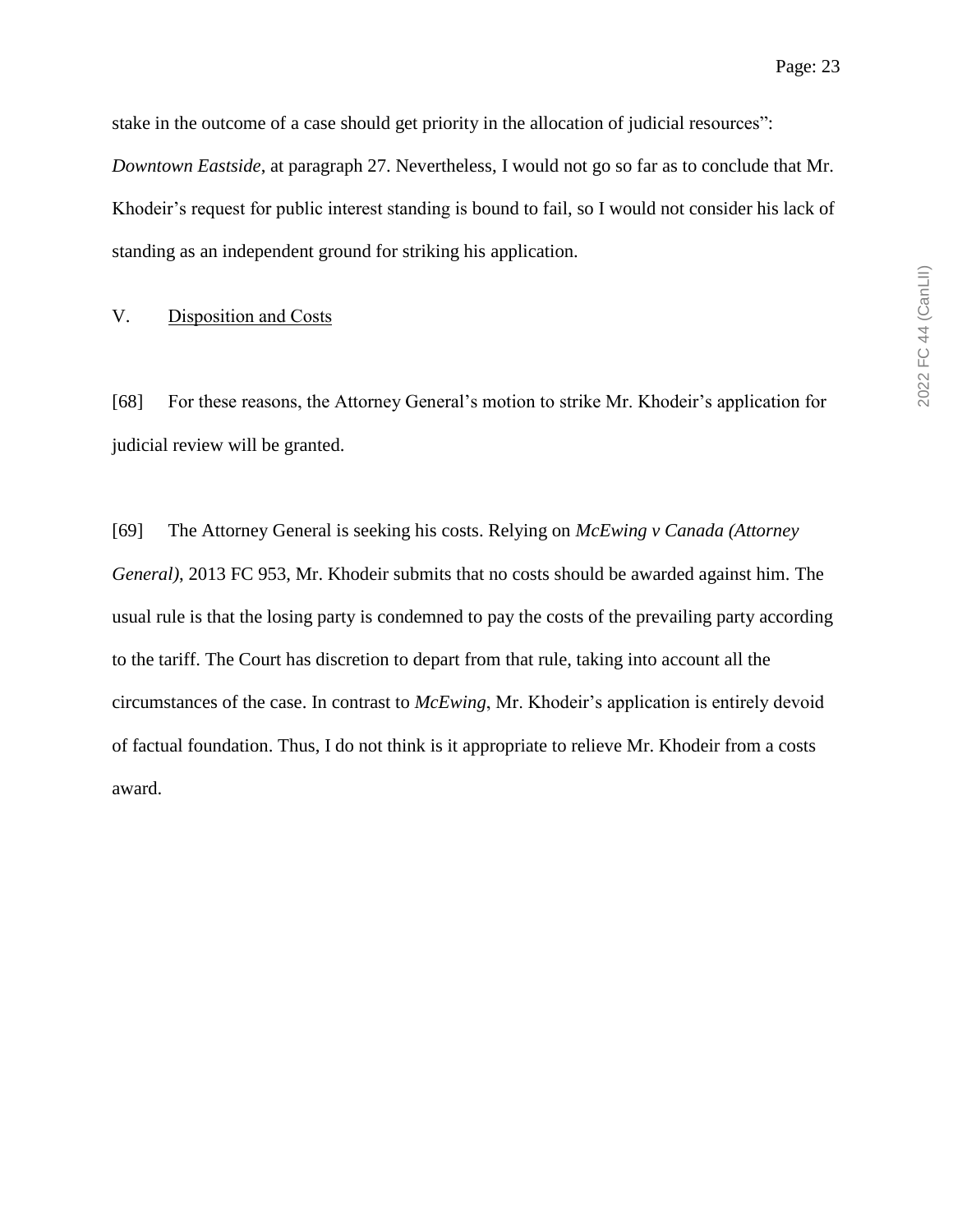stake in the outcome of a case should get priority in the allocation of judicial resources": *Downtown Eastside*, at paragraph 27. Nevertheless, I would not go so far as to conclude that Mr. Khodeir's request for public interest standing is bound to fail, so I would not consider his lack of standing as an independent ground for striking his application.

## V. Disposition and Costs

[68] For these reasons, the Attorney General's motion to strike Mr. Khodeir's application for judicial review will be granted.

[69] The Attorney General is seeking his costs. Relying on *McEwing v Canada (Attorney General)*, 2013 FC 953, Mr. Khodeir submits that no costs should be awarded against him. The usual rule is that the losing party is condemned to pay the costs of the prevailing party according to the tariff. The Court has discretion to depart from that rule, taking into account all the circumstances of the case. In contrast to *McEwing*, Mr. Khodeir's application is entirely devoid of factual foundation. Thus, I do not think is it appropriate to relieve Mr. Khodeir from a costs award.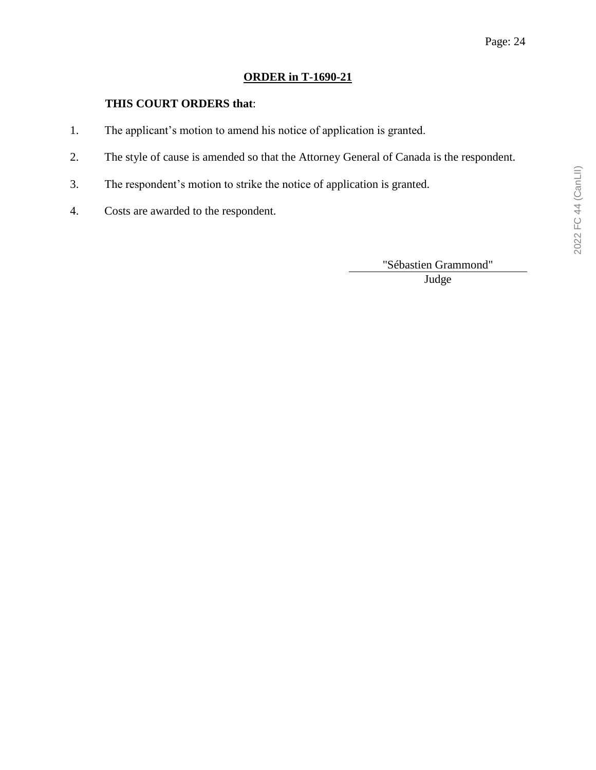## **ORDER in T-1690-21**

**THIS COURT ORDERS that**:

1. The applicant's motion to amend his notice of application is granted.
2. The style of cause is amended so that the Attorney General of Canada is the respondent.
3. The respondent's motion to strike the notice of application is granted.
4. Costs are awarded to the respondent.

"Sébastien Grammond"

Judge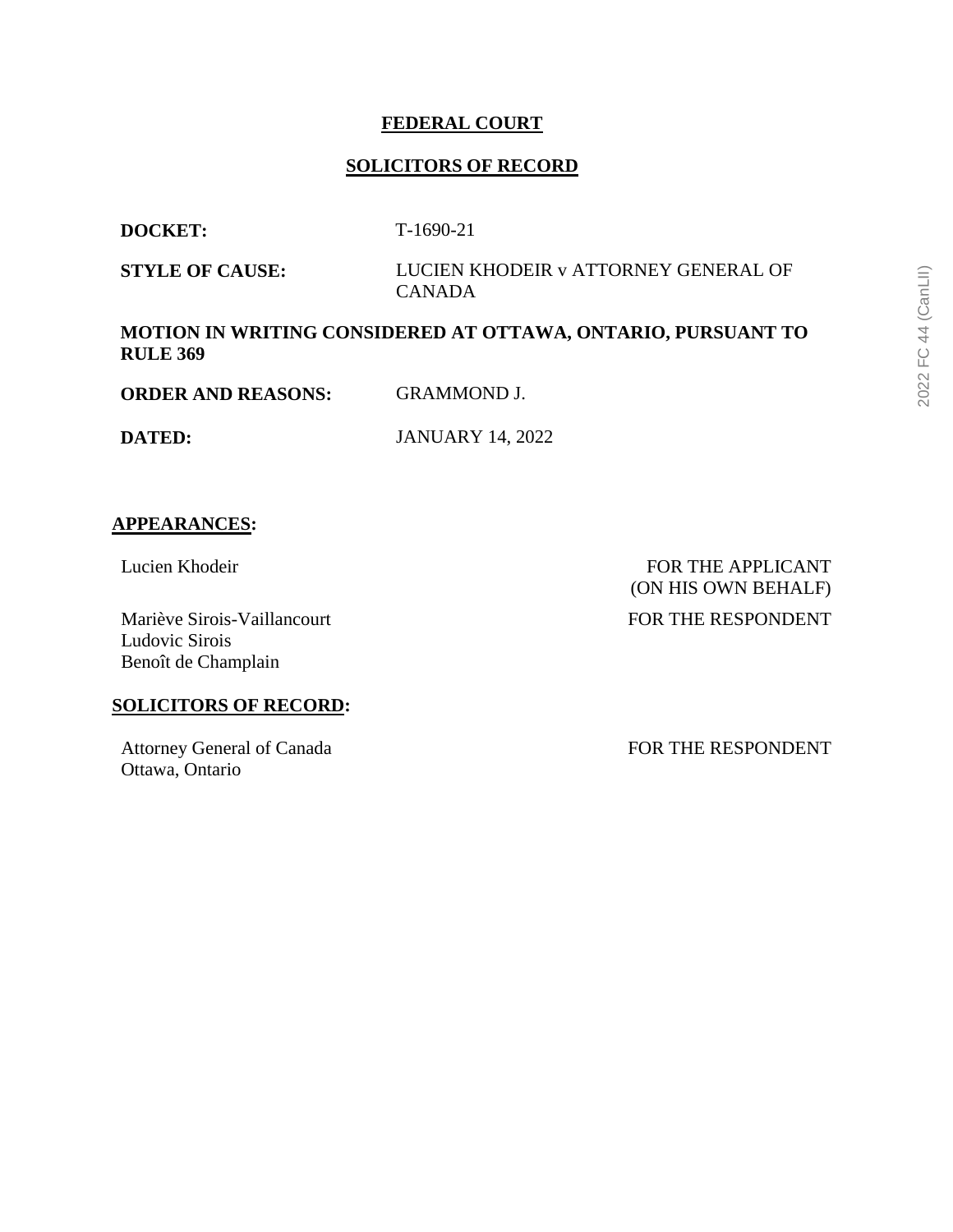**FEDERAL COURT**

**SOLICITORS OF RECORD**

| | |
|---|---|
| **DOCKET:** | T-1690-21 |
| **STYLE OF CAUSE:** | LUCIEN KHODEIR v ATTORNEY GENERAL OF CANADA |

**MOTION IN WRITING CONSIDERED AT OTTAWA, ONTARIO, PURSUANT TO RULE 369**

| | |
|---|---|
| **ORDER AND REASONS:** | GRAMMOND J. |
| **DATED:** | JANUARY 14, 2022 |

**APPEARANCES:**

| | |
|---|---|
| Lucien Khodeir | FOR THE APPLICANT (ON HIS OWN BEHALF) |
| Mariève Sirois-Vaillancourt<br>Ludovic Sirois<br>Benoît de Champlain | FOR THE RESPONDENT |

**SOLICITORS OF RECORD:**

| | |
|---|---|
| Attorney General of Canada<br>Ottawa, Ontario | FOR THE RESPONDENT |